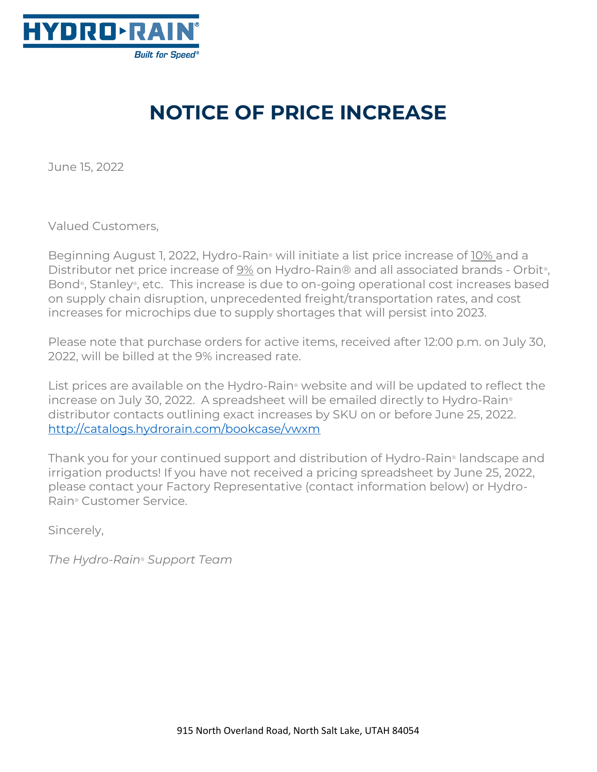HYDRO▸RAIN®
Built for Speed®

# NOTICE OF PRICE INCREASE

June 15, 2022

Valued Customers,

Beginning August 1, 2022, Hydro-Rain® will initiate a list price increase of 10% and a Distributor net price increase of 9% on Hydro-Rain® and all associated brands - Orbit®, Bond®, Stanley®, etc. This increase is due to on-going operational cost increases based on supply chain disruption, unprecedented freight/transportation rates, and cost increases for microchips due to supply shortages that will persist into 2023.

Please note that purchase orders for active items, received after 12:00 p.m. on July 30, 2022, will be billed at the 9% increased rate.

List prices are available on the Hydro-Rain® website and will be updated to reflect the increase on July 30, 2022. A spreadsheet will be emailed directly to Hydro-Rain® distributor contacts outlining exact increases by SKU on or before June 25, 2022.
http://catalogs.hydrorain.com/bookcase/vwxm

Thank you for your continued support and distribution of Hydro-Rain® landscape and irrigation products! If you have not received a pricing spreadsheet by June 25, 2022, please contact your Factory Representative (contact information below) or Hydro-Rain® Customer Service.

Sincerely,

*The Hydro-Rain® Support Team*

915 North Overland Road, North Salt Lake, UTAH 84054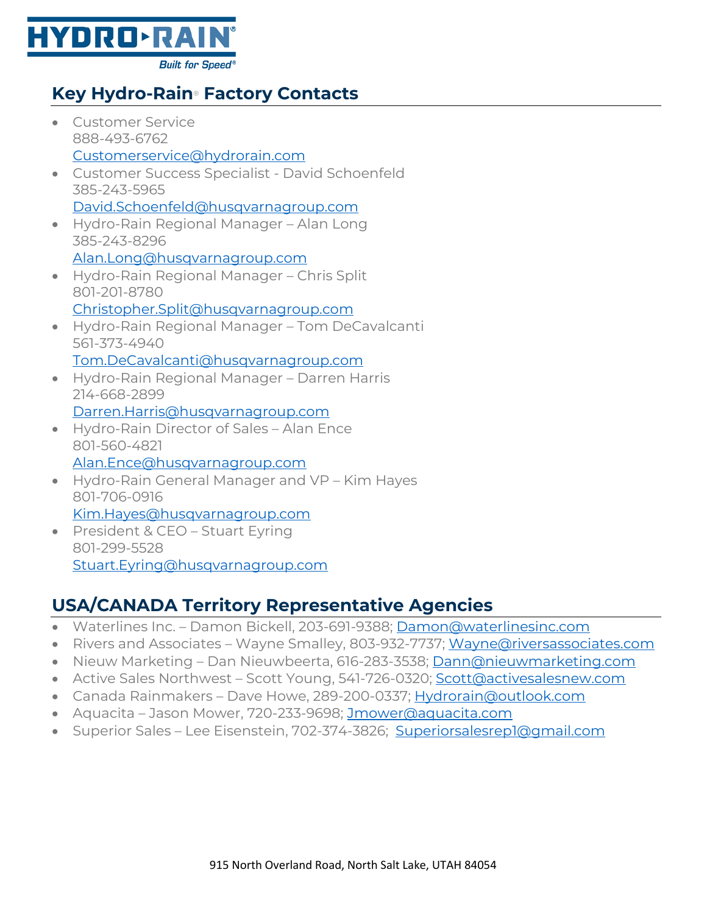HYDRO-RAIN®

*Built for Speed®*

## Key Hydro-Rain® Factory Contacts

- Customer Service
  888-493-6762
  Customerservice@hydrorain.com
- Customer Success Specialist - David Schoenfeld
  385-243-5965
  David.Schoenfeld@husqvarnagroup.com
- Hydro-Rain Regional Manager – Alan Long
  385-243-8296
  Alan.Long@husqvarnagroup.com
- Hydro-Rain Regional Manager – Chris Split
  801-201-8780
  Christopher.Split@husqvarnagroup.com
- Hydro-Rain Regional Manager – Tom DeCavalcanti
  561-373-4940
  Tom.DeCavalcanti@husqvarnagroup.com
- Hydro-Rain Regional Manager – Darren Harris
  214-668-2899
  Darren.Harris@husqvarnagroup.com
- Hydro-Rain Director of Sales – Alan Ence
  801-560-4821
  Alan.Ence@husqvarnagroup.com
- Hydro-Rain General Manager and VP – Kim Hayes
  801-706-0916
  Kim.Hayes@husqvarnagroup.com
- President & CEO – Stuart Eyring
  801-299-5528
  Stuart.Eyring@husqvarnagroup.com

## USA/CANADA Territory Representative Agencies

- Waterlines Inc. – Damon Bickell, 203-691-9388; Damon@waterlinesinc.com
- Rivers and Associates – Wayne Smalley, 803-932-7737; Wayne@riversassociates.com
- Nieuw Marketing – Dan Nieuwbeerta, 616-283-3538; Dann@nieuwmarketing.com
- Active Sales Northwest – Scott Young, 541-726-0320; Scott@activesalesnew.com
- Canada Rainmakers – Dave Howe, 289-200-0337; Hydrorain@outlook.com
- Aquacita – Jason Mower, 720-233-9698; Jmower@aquacita.com
- Superior Sales – Lee Eisenstein, 702-374-3826; Superiorsalesrep1@gmail.com

915 North Overland Road, North Salt Lake, UTAH 84054